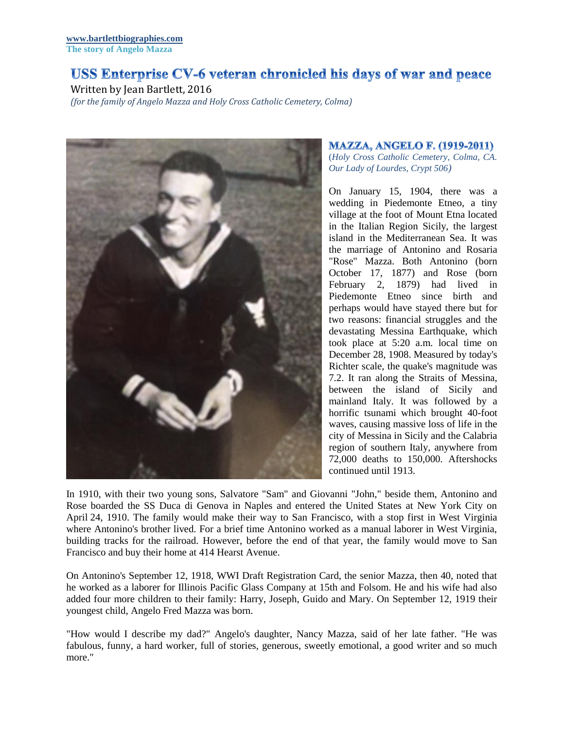**www.bartlettbiographies.com**
**The story of Angelo Mazza**

# USS Enterprise CV-6 veteran chronicled his days of war and peace

Written by Jean Bartlett, 2016
*(for the family of Angelo Mazza and Holy Cross Catholic Cemetery, Colma)*

## MAZZA, ANGELO F. (1919-2011)

*(Holy Cross Catholic Cemetery, Colma, CA. Our Lady of Lourdes, Crypt 506)*

On January 15, 1904, there was a wedding in Piedemonte Etneo, a tiny village at the foot of Mount Etna located in the Italian Region Sicily, the largest island in the Mediterranean Sea. It was the marriage of Antonino and Rosaria "Rose" Mazza. Both Antonino (born October 17, 1877) and Rose (born February 2, 1879) had lived in Piedemonte Etneo since birth and perhaps would have stayed there but for two reasons: financial struggles and the devastating Messina Earthquake, which took place at 5:20 a.m. local time on December 28, 1908. Measured by today's Richter scale, the quake's magnitude was 7.2. It ran along the Straits of Messina, between the island of Sicily and mainland Italy. It was followed by a horrific tsunami which brought 40-foot waves, causing massive loss of life in the city of Messina in Sicily and the Calabria region of southern Italy, anywhere from 72,000 deaths to 150,000. Aftershocks continued until 1913.

In 1910, with their two young sons, Salvatore "Sam" and Giovanni "John," beside them, Antonino and Rose boarded the SS Duca di Genova in Naples and entered the United States at New York City on April 24, 1910. The family would make their way to San Francisco, with a stop first in West Virginia where Antonino's brother lived. For a brief time Antonino worked as a manual laborer in West Virginia, building tracks for the railroad. However, before the end of that year, the family would move to San Francisco and buy their home at 414 Hearst Avenue.

On Antonino's September 12, 1918, WWI Draft Registration Card, the senior Mazza, then 40, noted that he worked as a laborer for Illinois Pacific Glass Company at 15th and Folsom. He and his wife had also added four more children to their family: Harry, Joseph, Guido and Mary. On September 12, 1919 their youngest child, Angelo Fred Mazza was born.

"How would I describe my dad?" Angelo's daughter, Nancy Mazza, said of her late father. "He was fabulous, funny, a hard worker, full of stories, generous, sweetly emotional, a good writer and so much more."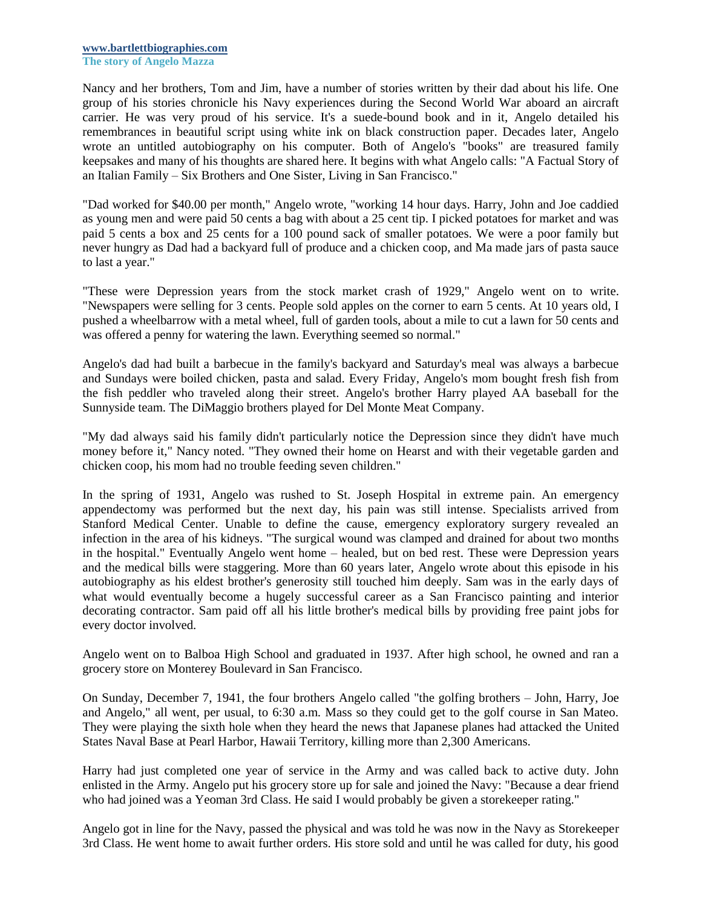Nancy and her brothers, Tom and Jim, have a number of stories written by their dad about his life. One group of his stories chronicle his Navy experiences during the Second World War aboard an aircraft carrier. He was very proud of his service. It's a suede-bound book and in it, Angelo detailed his remembrances in beautiful script using white ink on black construction paper. Decades later, Angelo wrote an untitled autobiography on his computer. Both of Angelo's "books" are treasured family keepsakes and many of his thoughts are shared here. It begins with what Angelo calls: "A Factual Story of an Italian Family – Six Brothers and One Sister, Living in San Francisco."

"Dad worked for $40.00 per month," Angelo wrote, "working 14 hour days. Harry, John and Joe caddied as young men and were paid 50 cents a bag with about a 25 cent tip. I picked potatoes for market and was paid 5 cents a box and 25 cents for a 100 pound sack of smaller potatoes. We were a poor family but never hungry as Dad had a backyard full of produce and a chicken coop, and Ma made jars of pasta sauce to last a year."

"These were Depression years from the stock market crash of 1929," Angelo went on to write. "Newspapers were selling for 3 cents. People sold apples on the corner to earn 5 cents. At 10 years old, I pushed a wheelbarrow with a metal wheel, full of garden tools, about a mile to cut a lawn for 50 cents and was offered a penny for watering the lawn. Everything seemed so normal."

Angelo's dad had built a barbecue in the family's backyard and Saturday's meal was always a barbecue and Sundays were boiled chicken, pasta and salad. Every Friday, Angelo's mom bought fresh fish from the fish peddler who traveled along their street. Angelo's brother Harry played AA baseball for the Sunnyside team. The DiMaggio brothers played for Del Monte Meat Company.

"My dad always said his family didn't particularly notice the Depression since they didn't have much money before it," Nancy noted. "They owned their home on Hearst and with their vegetable garden and chicken coop, his mom had no trouble feeding seven children."

In the spring of 1931, Angelo was rushed to St. Joseph Hospital in extreme pain. An emergency appendectomy was performed but the next day, his pain was still intense. Specialists arrived from Stanford Medical Center. Unable to define the cause, emergency exploratory surgery revealed an infection in the area of his kidneys. "The surgical wound was clamped and drained for about two months in the hospital." Eventually Angelo went home – healed, but on bed rest. These were Depression years and the medical bills were staggering. More than 60 years later, Angelo wrote about this episode in his autobiography as his eldest brother's generosity still touched him deeply. Sam was in the early days of what would eventually become a hugely successful career as a San Francisco painting and interior decorating contractor. Sam paid off all his little brother's medical bills by providing free paint jobs for every doctor involved.

Angelo went on to Balboa High School and graduated in 1937. After high school, he owned and ran a grocery store on Monterey Boulevard in San Francisco.

On Sunday, December 7, 1941, the four brothers Angelo called "the golfing brothers – John, Harry, Joe and Angelo," all went, per usual, to 6:30 a.m. Mass so they could get to the golf course in San Mateo. They were playing the sixth hole when they heard the news that Japanese planes had attacked the United States Naval Base at Pearl Harbor, Hawaii Territory, killing more than 2,300 Americans.

Harry had just completed one year of service in the Army and was called back to active duty. John enlisted in the Army. Angelo put his grocery store up for sale and joined the Navy: "Because a dear friend who had joined was a Yeoman 3rd Class. He said I would probably be given a storekeeper rating."

Angelo got in line for the Navy, passed the physical and was told he was now in the Navy as Storekeeper 3rd Class. He went home to await further orders. His store sold and until he was called for duty, his good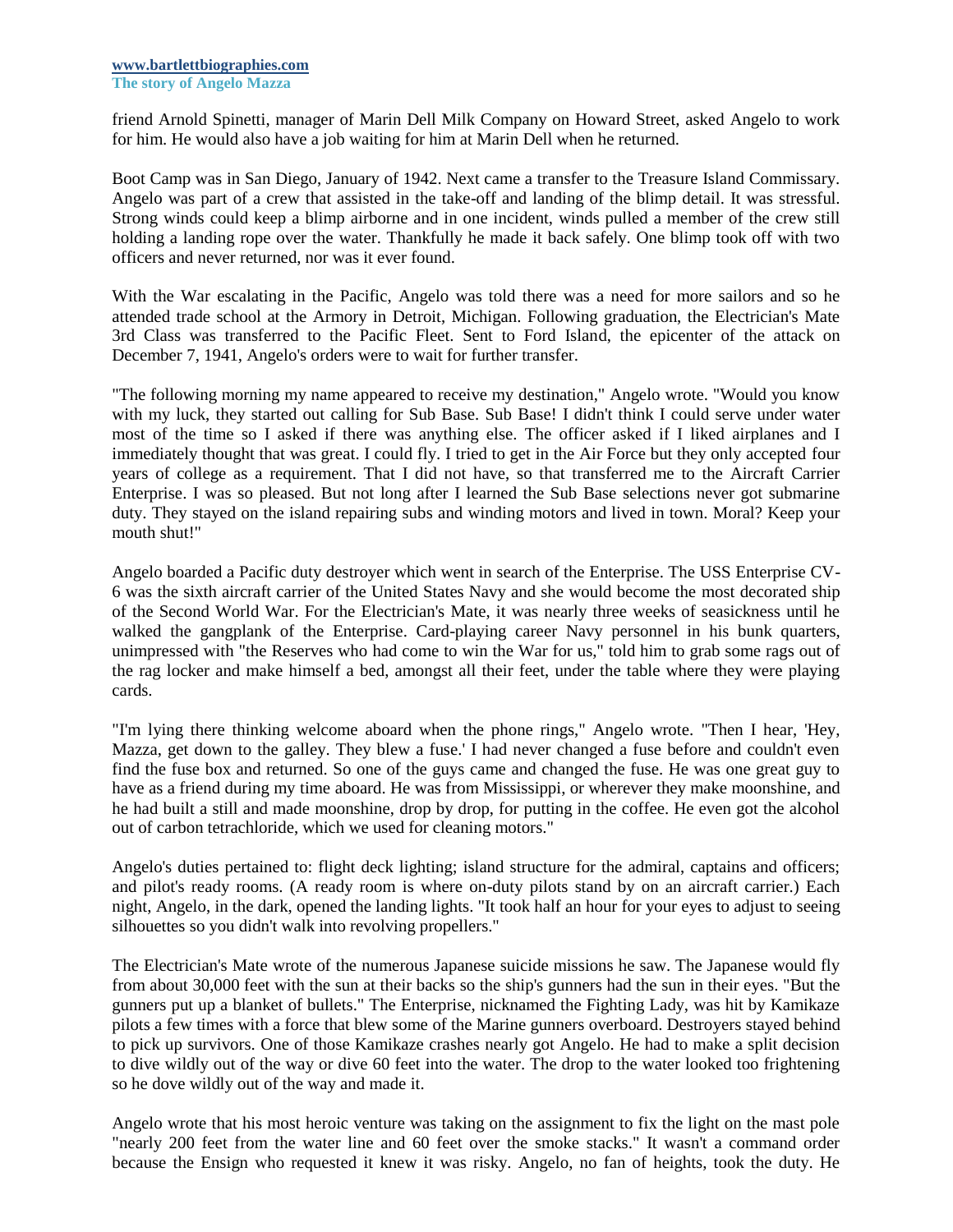friend Arnold Spinetti, manager of Marin Dell Milk Company on Howard Street, asked Angelo to work for him. He would also have a job waiting for him at Marin Dell when he returned.

Boot Camp was in San Diego, January of 1942. Next came a transfer to the Treasure Island Commissary. Angelo was part of a crew that assisted in the take-off and landing of the blimp detail. It was stressful. Strong winds could keep a blimp airborne and in one incident, winds pulled a member of the crew still holding a landing rope over the water. Thankfully he made it back safely. One blimp took off with two officers and never returned, nor was it ever found.

With the War escalating in the Pacific, Angelo was told there was a need for more sailors and so he attended trade school at the Armory in Detroit, Michigan. Following graduation, the Electrician's Mate 3rd Class was transferred to the Pacific Fleet. Sent to Ford Island, the epicenter of the attack on December 7, 1941, Angelo's orders were to wait for further transfer.

"The following morning my name appeared to receive my destination," Angelo wrote. "Would you know with my luck, they started out calling for Sub Base. Sub Base! I didn't think I could serve under water most of the time so I asked if there was anything else. The officer asked if I liked airplanes and I immediately thought that was great. I could fly. I tried to get in the Air Force but they only accepted four years of college as a requirement. That I did not have, so that transferred me to the Aircraft Carrier Enterprise. I was so pleased. But not long after I learned the Sub Base selections never got submarine duty. They stayed on the island repairing subs and winding motors and lived in town. Moral? Keep your mouth shut!"

Angelo boarded a Pacific duty destroyer which went in search of the Enterprise. The USS Enterprise CV-6 was the sixth aircraft carrier of the United States Navy and she would become the most decorated ship of the Second World War. For the Electrician's Mate, it was nearly three weeks of seasickness until he walked the gangplank of the Enterprise. Card-playing career Navy personnel in his bunk quarters, unimpressed with "the Reserves who had come to win the War for us," told him to grab some rags out of the rag locker and make himself a bed, amongst all their feet, under the table where they were playing cards.

"I'm lying there thinking welcome aboard when the phone rings," Angelo wrote. "Then I hear, 'Hey, Mazza, get down to the galley. They blew a fuse.' I had never changed a fuse before and couldn't even find the fuse box and returned. So one of the guys came and changed the fuse. He was one great guy to have as a friend during my time aboard. He was from Mississippi, or wherever they make moonshine, and he had built a still and made moonshine, drop by drop, for putting in the coffee. He even got the alcohol out of carbon tetrachloride, which we used for cleaning motors."

Angelo's duties pertained to: flight deck lighting; island structure for the admiral, captains and officers; and pilot's ready rooms. (A ready room is where on-duty pilots stand by on an aircraft carrier.) Each night, Angelo, in the dark, opened the landing lights. "It took half an hour for your eyes to adjust to seeing silhouettes so you didn't walk into revolving propellers."

The Electrician's Mate wrote of the numerous Japanese suicide missions he saw. The Japanese would fly from about 30,000 feet with the sun at their backs so the ship's gunners had the sun in their eyes. "But the gunners put up a blanket of bullets." The Enterprise, nicknamed the Fighting Lady, was hit by Kamikaze pilots a few times with a force that blew some of the Marine gunners overboard. Destroyers stayed behind to pick up survivors. One of those Kamikaze crashes nearly got Angelo. He had to make a split decision to dive wildly out of the way or dive 60 feet into the water. The drop to the water looked too frightening so he dove wildly out of the way and made it.

Angelo wrote that his most heroic venture was taking on the assignment to fix the light on the mast pole "nearly 200 feet from the water line and 60 feet over the smoke stacks." It wasn't a command order because the Ensign who requested it knew it was risky. Angelo, no fan of heights, took the duty. He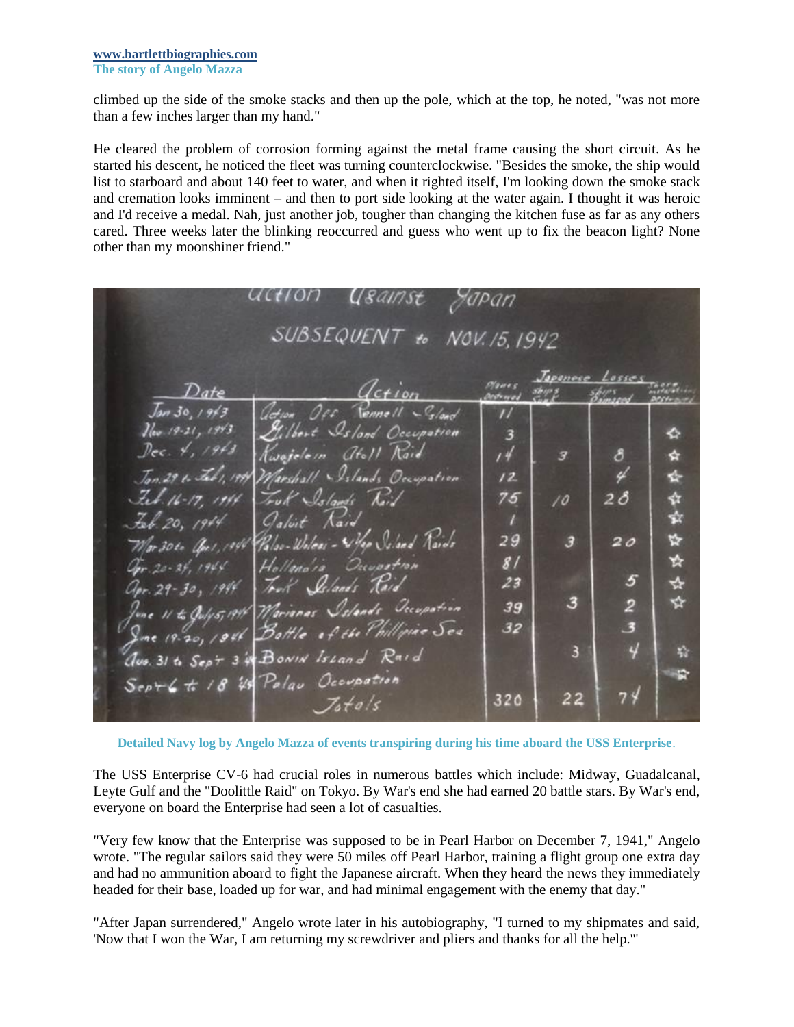climbed up the side of the smoke stacks and then up the pole, which at the top, he noted, "was not more than a few inches larger than my hand."

He cleared the problem of corrosion forming against the metal frame causing the short circuit. As he started his descent, he noticed the fleet was turning counterclockwise. "Besides the smoke, the ship would list to starboard and about 140 feet to water, and when it righted itself, I'm looking down the smoke stack and cremation looks imminent – and then to port side looking at the water again. I thought it was heroic and I'd receive a medal. Nah, just another job, tougher than changing the kitchen fuse as far as any others cared. Three weeks later the blinking reoccurred and guess who went up to fix the beacon light? None other than my moonshiner friend."

Action Against Japan

SUBSEQUENT to NOV. 15, 1942

| Date | Action | Planes Destroyed | Japanese Losses: Ships Sunk | Ships Damaged | Shore installations destroyed |
|---|---|---|---|---|---|
| Jan 30, 1943 | Action Off Rennell Island | 11 | | | |
| Nov. 19-21, 1943 | Gilbert Island Occupation | 3 | | | ☆ |
| Dec. 4, 1943 | Kwajalein Atoll Raid | 14 | 3 | 8 | ☆ |
| Jan. 29 to Feb. 1944 | Marshall Islands Occupation | 12 | | 4 | ☆ |
| Feb. 16-17, 1944 | Truk Islands Raid | 75 | 10 | 28 | ☆ |
| Feb. 20, 1944 | Jaluit Raid | 1 | | | ☆ |
| Mar 30 to Apr. 1, 1944 | Palau-Woleai-Yap Island Raids | 29 | 3 | 20 | ☆ |
| Apr. 20-24, 1944 | Hollandia Occupation | 81 | | | ☆ |
| Apr. 29-30, 1944 | Truk Islands Raid | 23 | | 5 | ☆ |
| June 11 to July 5, 1944 | Marianas Islands Occupation | 39 | 3 | 2 | ☆ |
| June 19-20, 1944 | Battle of the Phillipine Sea | 32 | | 3 | |
| Aug. 31 to Sept 3 '44 | Bonin Island Raid | | 3 | 4 | ☆ |
| Sept 6 to 18 '44 | Palau Occupation | | | | ☆ |
| | Totals | 320 | 22 | 74 | |

**Detailed Navy log by Angelo Mazza of events transpiring during his time aboard the USS Enterprise.**

The USS Enterprise CV-6 had crucial roles in numerous battles which include: Midway, Guadalcanal, Leyte Gulf and the "Doolittle Raid" on Tokyo. By War's end she had earned 20 battle stars. By War's end, everyone on board the Enterprise had seen a lot of casualties.

"Very few know that the Enterprise was supposed to be in Pearl Harbor on December 7, 1941," Angelo wrote. "The regular sailors said they were 50 miles off Pearl Harbor, training a flight group one extra day and had no ammunition aboard to fight the Japanese aircraft. When they heard the news they immediately headed for their base, loaded up for war, and had minimal engagement with the enemy that day."

"After Japan surrendered," Angelo wrote later in his autobiography, "I turned to my shipmates and said, 'Now that I won the War, I am returning my screwdriver and pliers and thanks for all the help.'"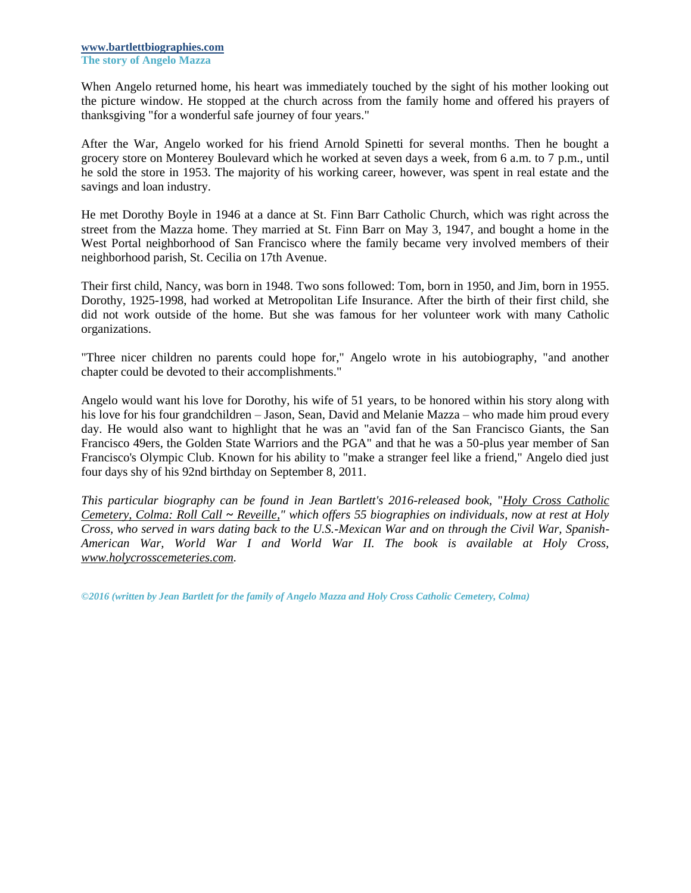When Angelo returned home, his heart was immediately touched by the sight of his mother looking out the picture window. He stopped at the church across from the family home and offered his prayers of thanksgiving "for a wonderful safe journey of four years."

After the War, Angelo worked for his friend Arnold Spinetti for several months. Then he bought a grocery store on Monterey Boulevard which he worked at seven days a week, from 6 a.m. to 7 p.m., until he sold the store in 1953. The majority of his working career, however, was spent in real estate and the savings and loan industry.

He met Dorothy Boyle in 1946 at a dance at St. Finn Barr Catholic Church, which was right across the street from the Mazza home. They married at St. Finn Barr on May 3, 1947, and bought a home in the West Portal neighborhood of San Francisco where the family became very involved members of their neighborhood parish, St. Cecilia on 17th Avenue.

Their first child, Nancy, was born in 1948. Two sons followed: Tom, born in 1950, and Jim, born in 1955. Dorothy, 1925-1998, had worked at Metropolitan Life Insurance. After the birth of their first child, she did not work outside of the home. But she was famous for her volunteer work with many Catholic organizations.

"Three nicer children no parents could hope for," Angelo wrote in his autobiography, "and another chapter could be devoted to their accomplishments."

Angelo would want his love for Dorothy, his wife of 51 years, to be honored within his story along with his love for his four grandchildren – Jason, Sean, David and Melanie Mazza – who made him proud every day. He would also want to highlight that he was an "avid fan of the San Francisco Giants, the San Francisco 49ers, the Golden State Warriors and the PGA" and that he was a 50-plus year member of San Francisco's Olympic Club. Known for his ability to "make a stranger feel like a friend," Angelo died just four days shy of his 92nd birthday on September 8, 2011.

*This particular biography can be found in Jean Bartlett's 2016-released book, "Holy Cross Catholic Cemetery, Colma: Roll Call ~ Reveille," which offers 55 biographies on individuals, now at rest at Holy Cross, who served in wars dating back to the U.S.-Mexican War and on through the Civil War, Spanish-American War, World War I and World War II. The book is available at Holy Cross, www.holycrosscemeteries.com.*

***©2016 (written by Jean Bartlett for the family of Angelo Mazza and Holy Cross Catholic Cemetery, Colma)***